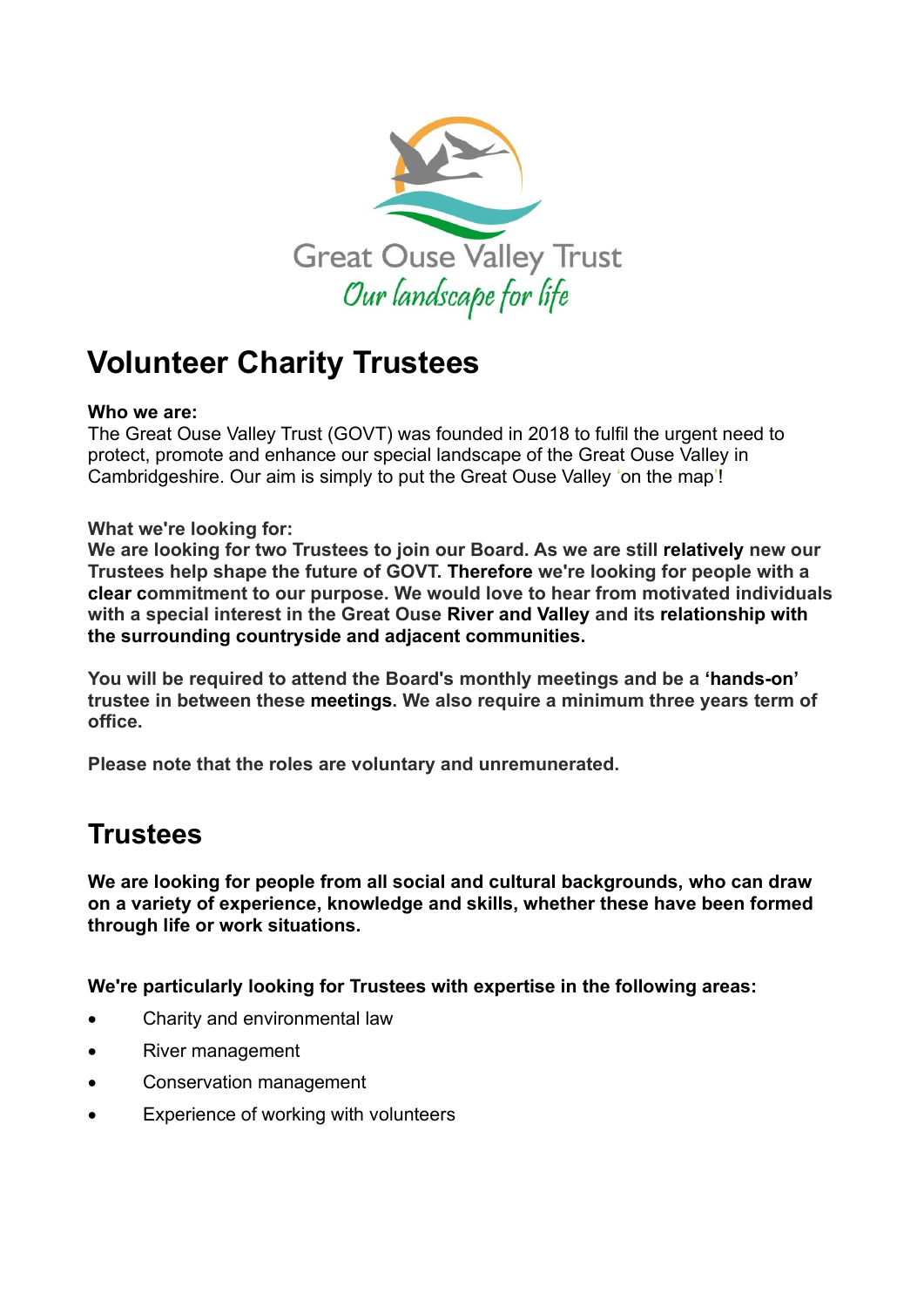Great Ouse Valley Trust

*Our landscape for life*

# Volunteer Charity Trustees

**Who we are:**
The Great Ouse Valley Trust (GOVT) was founded in 2018 to fulfil the urgent need to protect, promote and enhance our special landscape of the Great Ouse Valley in Cambridgeshire. Our aim is simply to put the Great Ouse Valley 'on the map'!

**What we're looking for:**
**We are looking for two Trustees to join our Board. As we are still relatively new our Trustees help shape the future of GOVT. Therefore we're looking for people with a clear commitment to our purpose. We would love to hear from motivated individuals with a special interest in the Great Ouse River and Valley and its relationship with the surrounding countryside and adjacent communities.**

**You will be required to attend the Board's monthly meetings and be a 'hands-on' trustee in between these meetings. We also require a minimum three years term of office.**

**Please note that the roles are voluntary and unremunerated.**

# Trustees

**We are looking for people from all social and cultural backgrounds, who can draw on a variety of experience, knowledge and skills, whether these have been formed through life or work situations.**

**We're particularly looking for Trustees with expertise in the following areas:**

- Charity and environmental law
- River management
- Conservation management
- Experience of working with volunteers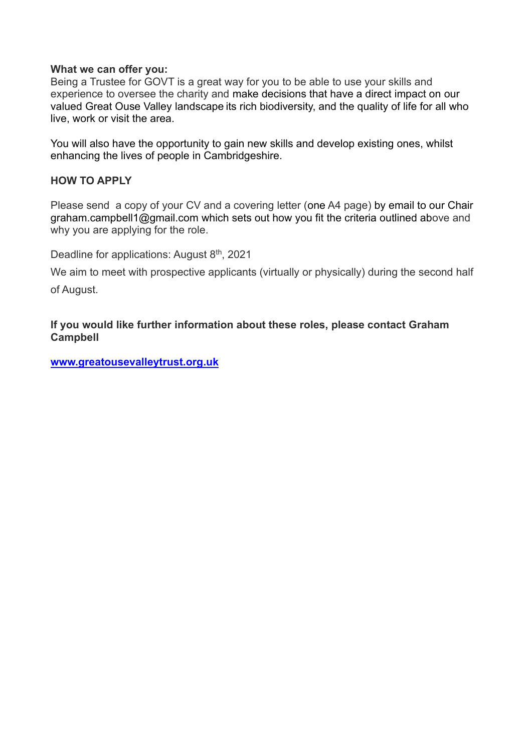**What we can offer you:**
Being a Trustee for GOVT is a great way for you to be able to use your skills and experience to oversee the charity and make decisions that have a direct impact on our valued Great Ouse Valley landscape its rich biodiversity, and the quality of life for all who live, work or visit the area.

You will also have the opportunity to gain new skills and develop existing ones, whilst enhancing the lives of people in Cambridgeshire.

**HOW TO APPLY**

Please send a copy of your CV and a covering letter (one A4 page) by email to our Chair graham.campbell1@gmail.com which sets out how you fit the criteria outlined above and why you are applying for the role.

Deadline for applications: August 8th, 2021

We aim to meet with prospective applicants (virtually or physically) during the second half of August.

**If you would like further information about these roles, please contact Graham Campbell**

**[www.greatousevalleytrust.org.uk](http://www.greatousevalleytrust.org.uk)**